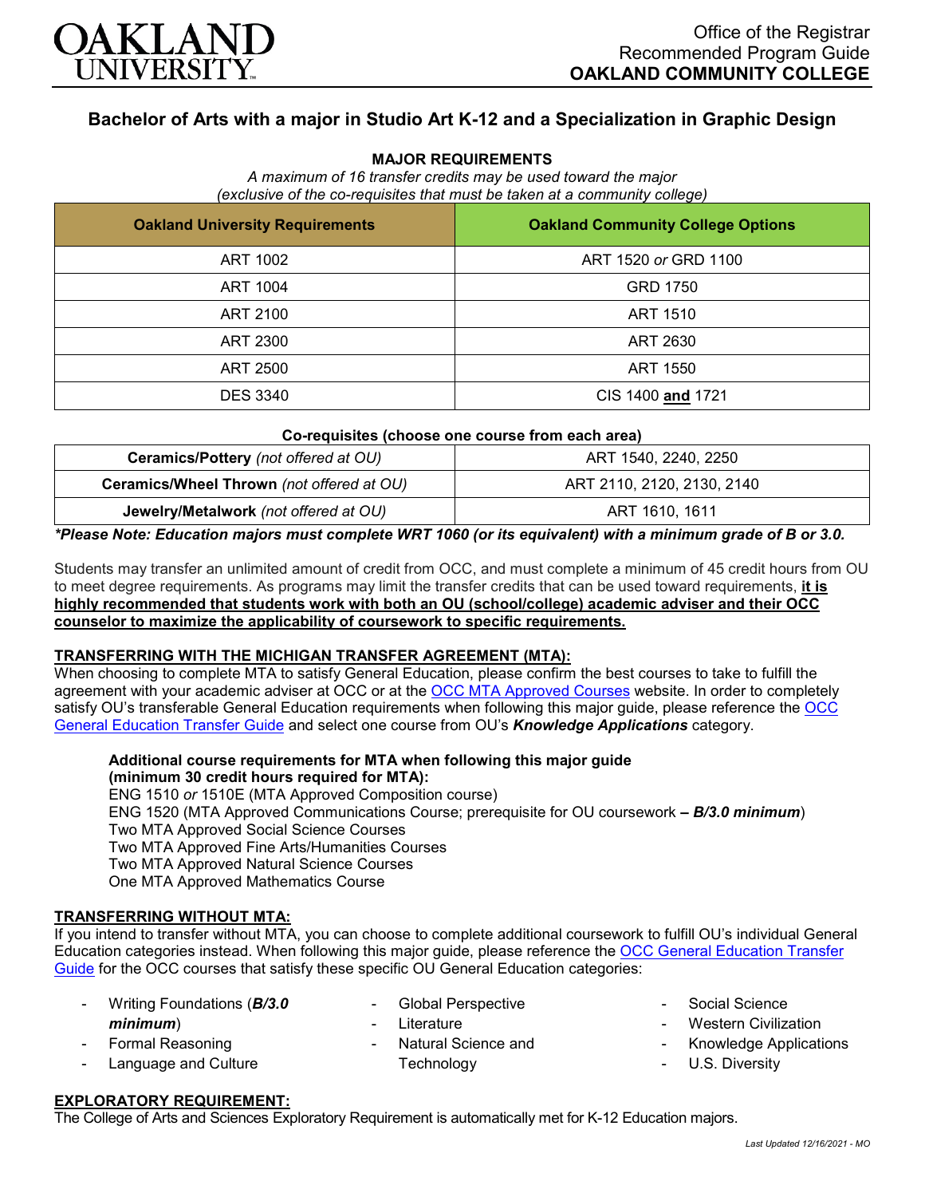Office of the Registrar
Recommended Program Guide
**OAKLAND COMMUNITY COLLEGE**

# Bachelor of Arts with a major in Studio Art K-12 and a Specialization in Graphic Design

## MAJOR REQUIREMENTS

*A maximum of 16 transfer credits may be used toward the major (exclusive of the co-requisites that must be taken at a community college)*

| Oakland University Requirements | Oakland Community College Options |
|---|---|
| ART 1002 | ART 1520 *or* GRD 1100 |
| ART 1004 | GRD 1750 |
| ART 2100 | ART 1510 |
| ART 2300 | ART 2630 |
| ART 2500 | ART 1550 |
| DES 3340 | CIS 1400 **and** 1721 |

**Co-requisites (choose one course from each area)**

| | |
|---|---|
| **Ceramics/Pottery** *(not offered at OU)* | ART 1540, 2240, 2250 |
| **Ceramics/Wheel Thrown** *(not offered at OU)* | ART 2110, 2120, 2130, 2140 |
| **Jewelry/Metalwork** *(not offered at OU)* | ART 1610, 1611 |

***Please Note: Education majors must complete WRT 1060 (or its equivalent) with a minimum grade of B or 3.0.***

Students may transfer an unlimited amount of credit from OCC, and must complete a minimum of 45 credit hours from OU to meet degree requirements. As programs may limit the transfer credits that can be used toward requirements, **it is highly recommended that students work with both an OU (school/college) academic adviser and their OCC counselor to maximize the applicability of coursework to specific requirements.**

### TRANSFERRING WITH THE MICHIGAN TRANSFER AGREEMENT (MTA):

When choosing to complete MTA to satisfy General Education, please confirm the best courses to take to fulfill the agreement with your academic adviser at OCC or at the OCC MTA Approved Courses website. In order to completely satisfy OU's transferable General Education requirements when following this major guide, please reference the OCC General Education Transfer Guide and select one course from OU's ***Knowledge Applications*** category.

**Additional course requirements for MTA when following this major guide (minimum 30 credit hours required for MTA):**
ENG 1510 *or* 1510E (MTA Approved Composition course)
ENG 1520 (MTA Approved Communications Course; prerequisite for OU coursework **–** ***B/3.0 minimum***)
Two MTA Approved Social Science Courses
Two MTA Approved Fine Arts/Humanities Courses
Two MTA Approved Natural Science Courses
One MTA Approved Mathematics Course

### TRANSFERRING WITHOUT MTA:

If you intend to transfer without MTA, you can choose to complete additional coursework to fulfill OU's individual General Education categories instead. When following this major guide, please reference the OCC General Education Transfer Guide for the OCC courses that satisfy these specific OU General Education categories:

- Writing Foundations (***B/3.0 minimum***)
- Formal Reasoning
- Language and Culture
- Global Perspective
- Literature
- Natural Science and Technology
- Social Science
- Western Civilization
- Knowledge Applications
- U.S. Diversity

### EXPLORATORY REQUIREMENT:

The College of Arts and Sciences Exploratory Requirement is automatically met for K-12 Education majors.

*Last Updated 12/16/2021 - MO*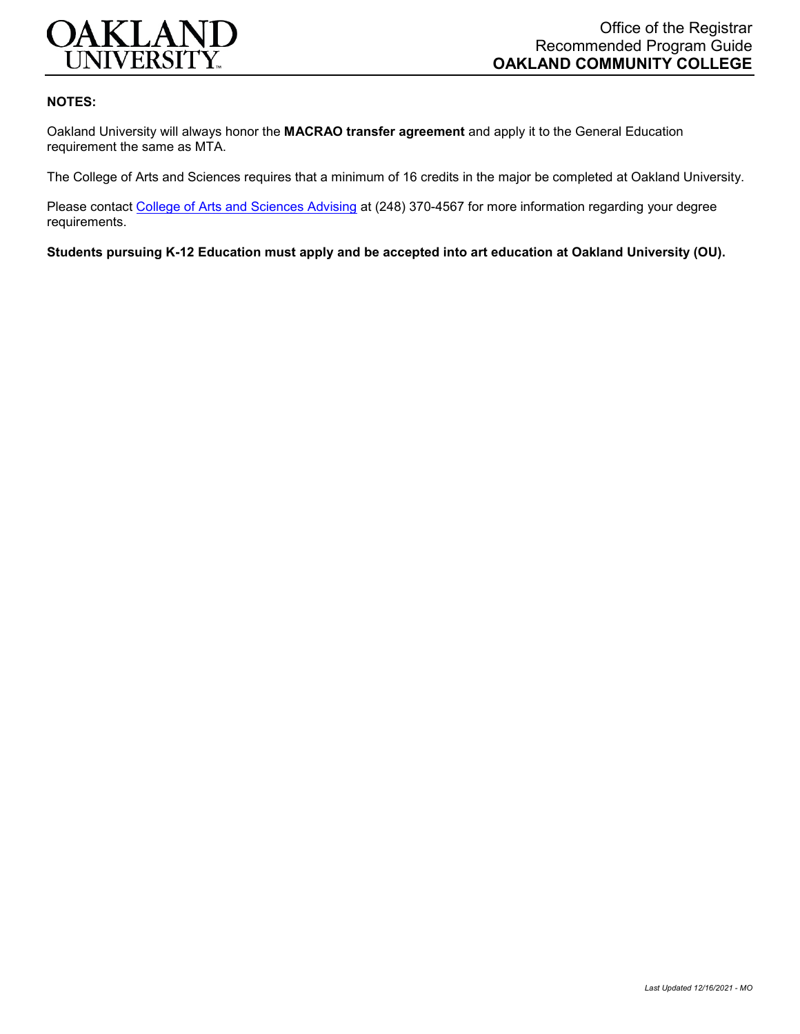**NOTES:**

Oakland University will always honor the **MACRAO transfer agreement** and apply it to the General Education requirement the same as MTA.

The College of Arts and Sciences requires that a minimum of 16 credits in the major be completed at Oakland University.

Please contact College of Arts and Sciences Advising at (248) 370-4567 for more information regarding your degree requirements.

**Students pursuing K-12 Education must apply and be accepted into art education at Oakland University (OU).**

*Last Updated 12/16/2021 - MO*